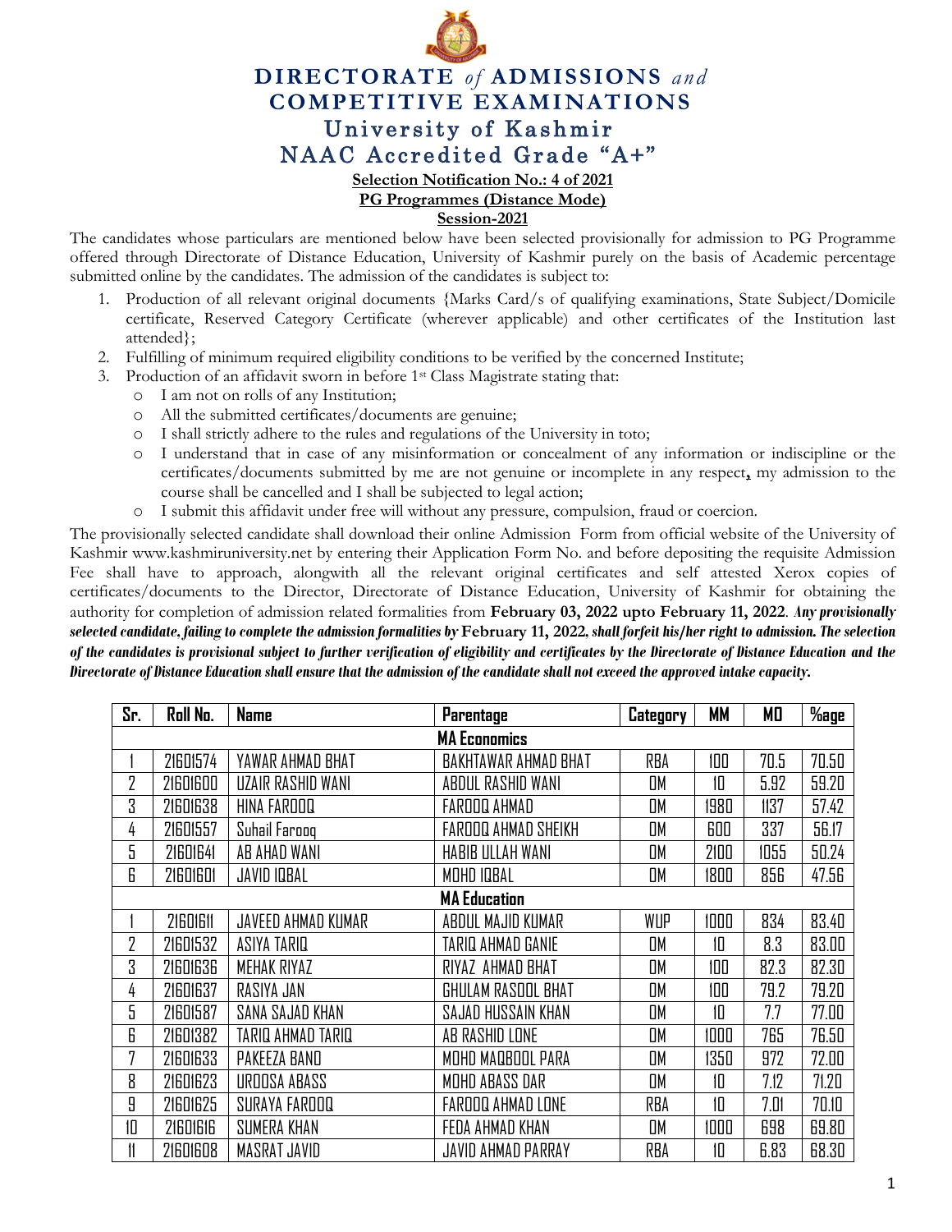# DIRECTORATE *of* ADMISSIONS *and* COMPETITIVE EXAMINATIONS

## University of Kashmir

## NAAC Accredited Grade "A+"

**Selection Notification No.: 4 of 2021**

**PG Programmes (Distance Mode)**

**Session-2021**

The candidates whose particulars are mentioned below have been selected provisionally for admission to PG Programme offered through Directorate of Distance Education, University of Kashmir purely on the basis of Academic percentage submitted online by the candidates. The admission of the candidates is subject to:

1. Production of all relevant original documents {Marks Card/s of qualifying examinations, State Subject/Domicile certificate, Reserved Category Certificate (wherever applicable) and other certificates of the Institution last attended};
2. Fulfilling of minimum required eligibility conditions to be verified by the concerned Institute;
3. Production of an affidavit sworn in before 1st Class Magistrate stating that:
   - I am not on rolls of any Institution;
   - All the submitted certificates/documents are genuine;
   - I shall strictly adhere to the rules and regulations of the University in toto;
   - I understand that in case of any misinformation or concealment of any information or indiscipline or the certificates/documents submitted by me are not genuine or incomplete in any respect**,** my admission to the course shall be cancelled and I shall be subjected to legal action;
   - I submit this affidavit under free will without any pressure, compulsion, fraud or coercion.

The provisionally selected candidate shall download their online Admission Form from official website of the University of Kashmir www.kashmiruniversity.net by entering their Application Form No. and before depositing the requisite Admission Fee shall have to approach, alongwith all the relevant original certificates and self attested Xerox copies of certificates/documents to the Director, Directorate of Distance Education, University of Kashmir for obtaining the authority for completion of admission related formalities from **February 03, 2022 upto February 11, 2022**. ***Any provisionally selected candidate, failing to complete the admission formalities by February 11, 2022, shall forfeit his/her right to admission. The selection of the candidates is provisional subject to further verification of eligibility and certificates by the Directorate of Distance Education and the Directorate of Distance Education shall ensure that the admission of the candidate shall not exceed the approved intake capacity.***

| Sr. | Roll No. | Name | Parentage | Category | MM | MO | %age |
|---|---|---|---|---|---|---|---|
| **MA Economics** | | | | | | | |
| 1 | 21601574 | YAWAR AHMAD BHAT | BAKHTAWAR AHMAD BHAT | RBA | 100 | 70.5 | 70.50 |
| 2 | 21601600 | UZAIR RASHID WANI | ABDUL RASHID WANI | OM | 10 | 5.92 | 59.20 |
| 3 | 21601638 | HINA FAROOQ | FAROOQ AHMAD | OM | 1980 | 1137 | 57.42 |
| 4 | 21601557 | Suhail Farooq | FAROOQ AHMAD SHEIKH | OM | 600 | 337 | 56.17 |
| 5 | 21601641 | AB AHAD WANI | HABIB ULLAH WANI | OM | 2100 | 1055 | 50.24 |
| 6 | 21601601 | JAVID IQBAL | MOHD IQBAL | OM | 1800 | 856 | 47.56 |
| **MA Education** | | | | | | | |
| 1 | 21601611 | JAVEED AHMAD KUMAR | ABDUL MAJID KUMAR | WUP | 1000 | 834 | 83.40 |
| 2 | 21601532 | ASIYA TARIQ | TARIQ AHMAD GANIE | OM | 10 | 8.3 | 83.00 |
| 3 | 21601636 | MEHAK RIYAZ | RIYAZ AHMAD BHAT | OM | 100 | 82.3 | 82.30 |
| 4 | 21601637 | RASIYA JAN | GHULAM RASOOL BHAT | OM | 100 | 79.2 | 79.20 |
| 5 | 21601587 | SANA SAJAD KHAN | SAJAD HUSSAIN KHAN | OM | 10 | 7.7 | 77.00 |
| 6 | 21601382 | TARIQ AHMAD TARIQ | AB RASHID LONE | OM | 1000 | 765 | 76.50 |
| 7 | 21601633 | PAKEEZA BANO | MOHD MAQBOOL PARA | OM | 1350 | 972 | 72.00 |
| 8 | 21601623 | UROOSA ABASS | MOHD ABASS DAR | OM | 10 | 7.12 | 71.20 |
| 9 | 21601625 | SURAYA FAROOQ | FAROOQ AHMAD LONE | RBA | 10 | 7.01 | 70.10 |
| 10 | 21601616 | SUMERA KHAN | FEDA AHMAD KHAN | OM | 1000 | 698 | 69.80 |
| 11 | 21601608 | MASRAT JAVID | JAVID AHMAD PARRAY | RBA | 10 | 6.83 | 68.30 |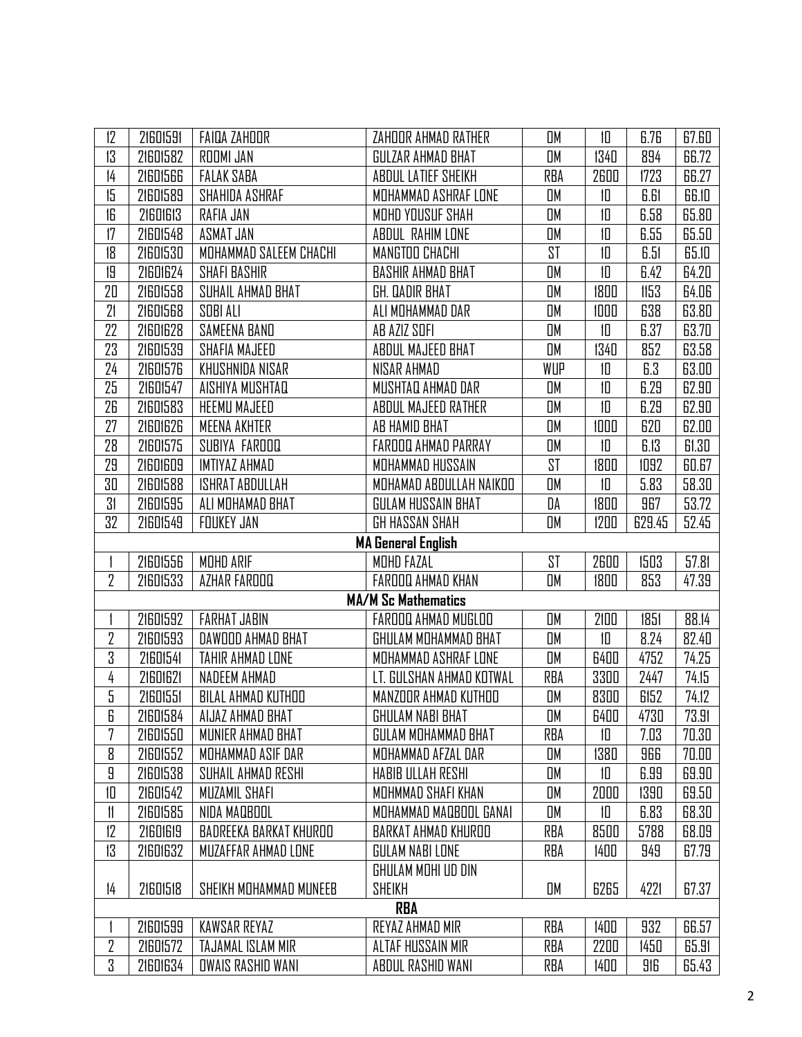| | | | | | | | |
|---|---|---|---|---|---|---|---|
| 12 | 21601591 | FAIQA ZAHOOR | ZAHOOR AHMAD RATHER | OM | 10 | 6.76 | 67.60 |
| 13 | 21601582 | ROOMI JAN | GULZAR AHMAD BHAT | OM | 1340 | 894 | 66.72 |
| 14 | 21601566 | FALAK SABA | ABDUL LATIEF SHEIKH | RBA | 2600 | 1723 | 66.27 |
| 15 | 21601589 | SHAHIDA ASHRAF | MOHAMMAD ASHRAF LONE | OM | 10 | 6.61 | 66.10 |
| 16 | 21601613 | RAFIA JAN | MOHD YOUSUF SHAH | OM | 10 | 6.58 | 65.80 |
| 17 | 21601548 | ASMAT JAN | ABDUL RAHIM LONE | OM | 10 | 6.55 | 65.50 |
| 18 | 21601530 | MOHAMMAD SALEEM CHACHI | MANGTOO CHACHI | ST | 10 | 6.51 | 65.10 |
| 19 | 21601624 | SHAFI BASHIR | BASHIR AHMAD BHAT | OM | 10 | 6.42 | 64.20 |
| 20 | 21601558 | SUHAIL AHMAD BHAT | GH. QADIR BHAT | OM | 1800 | 1153 | 64.06 |
| 21 | 21601568 | SOBI ALI | ALI MOHAMMAD DAR | OM | 1000 | 638 | 63.80 |
| 22 | 21601628 | SAMEENA BANO | AB AZIZ SOFI | OM | 10 | 6.37 | 63.70 |
| 23 | 21601539 | SHAFIA MAJEED | ABDUL MAJEED BHAT | OM | 1340 | 852 | 63.58 |
| 24 | 21601576 | KHUSHNIDA NISAR | NISAR AHMAD | WUP | 10 | 6.3 | 63.00 |
| 25 | 21601547 | AISHIYA MUSHTAQ | MUSHTAQ AHMAD DAR | OM | 10 | 6.29 | 62.90 |
| 26 | 21601583 | HEEMU MAJEED | ABDUL MAJEED RATHER | OM | 10 | 6.29 | 62.90 |
| 27 | 21601626 | MEENA AKHTER | AB HAMID BHAT | OM | 1000 | 620 | 62.00 |
| 28 | 21601575 | SUBIYA FAROOQ | FAROOQ AHMAD PARRAY | OM | 10 | 6.13 | 61.30 |
| 29 | 21601609 | IMTIYAZ AHMAD | MOHAMMAD HUSSAIN | ST | 1800 | 1092 | 60.67 |
| 30 | 21601588 | ISHRAT ABDULLAH | MOHAMAD ABDULLAH NAIKOO | OM | 10 | 5.83 | 58.30 |
| 31 | 21601595 | ALI MOHAMAD BHAT | GULAM HUSSAIN BHAT | DA | 1800 | 967 | 53.72 |
| 32 | 21601549 | FOUKEY JAN | GH HASSAN SHAH | OM | 1200 | 629.45 | 52.45 |
| | | | **MA General English** | | | | |
| 1 | 21601556 | MOHD ARIF | MOHD FAZAL | ST | 2600 | 1503 | 57.81 |
| 2 | 21601533 | AZHAR FAROOQ | FAROOQ AHMAD KHAN | OM | 1800 | 853 | 47.39 |
| | | | **MA/M Sc Mathematics** | | | | |
| 1 | 21601592 | FARHAT JABIN | FAROOQ AHMAD MUGLOO | OM | 2100 | 1851 | 88.14 |
| 2 | 21601593 | DAWOOD AHMAD BHAT | GHULAM MOHAMMAD BHAT | OM | 10 | 8.24 | 82.40 |
| 3 | 21601541 | TAHIR AHMAD LONE | MOHAMMAD ASHRAF LONE | OM | 6400 | 4752 | 74.25 |
| 4 | 21601621 | NADEEM AHMAD | LT. GULSHAN AHMAD KOTWAL | RBA | 3300 | 2447 | 74.15 |
| 5 | 21601551 | BILAL AHMAD KUTHOO | MANZOOR AHMAD KUTHOO | OM | 8300 | 6152 | 74.12 |
| 6 | 21601584 | AIJAZ AHMAD BHAT | GHULAM NABI BHAT | OM | 6400 | 4730 | 73.91 |
| 7 | 21601550 | MUNIER AHMAD BHAT | GULAM MOHAMMAD BHAT | RBA | 10 | 7.03 | 70.30 |
| 8 | 21601552 | MOHAMMAD ASIF DAR | MOHAMMAD AFZAL DAR | OM | 1380 | 966 | 70.00 |
| 9 | 21601538 | SUHAIL AHMAD RESHI | HABIB ULLAH RESHI | OM | 10 | 6.99 | 69.90 |
| 10 | 21601542 | MUZAMIL SHAFI | MOHMMAD SHAFI KHAN | OM | 2000 | 1390 | 69.50 |
| 11 | 21601585 | NIDA MAQBOOL | MOHAMMAD MAQBOOL GANAI | OM | 10 | 6.83 | 68.30 |
| 12 | 21601619 | BADREEKA BARKAT KHUROO | BARKAT AHMAD KHUROO | RBA | 8500 | 5788 | 68.09 |
| 13 | 21601632 | MUZAFFAR AHMAD LONE | GULAM NABI LONE | RBA | 1400 | 949 | 67.79 |
| 14 | 21601518 | SHEIKH MOHAMMAD MUNEEB | GHULAM MOHI UD DIN SHEIKH | OM | 6265 | 4221 | 67.37 |
| | | | **RBA** | | | | |
| 1 | 21601599 | KAWSAR REYAZ | REYAZ AHMAD MIR | RBA | 1400 | 932 | 66.57 |
| 2 | 21601572 | TAJAMAL ISLAM MIR | ALTAF HUSSAIN MIR | RBA | 2200 | 1450 | 65.91 |
| 3 | 21601634 | OWAIS RASHID WANI | ABDUL RASHID WANI | RBA | 1400 | 916 | 65.43 |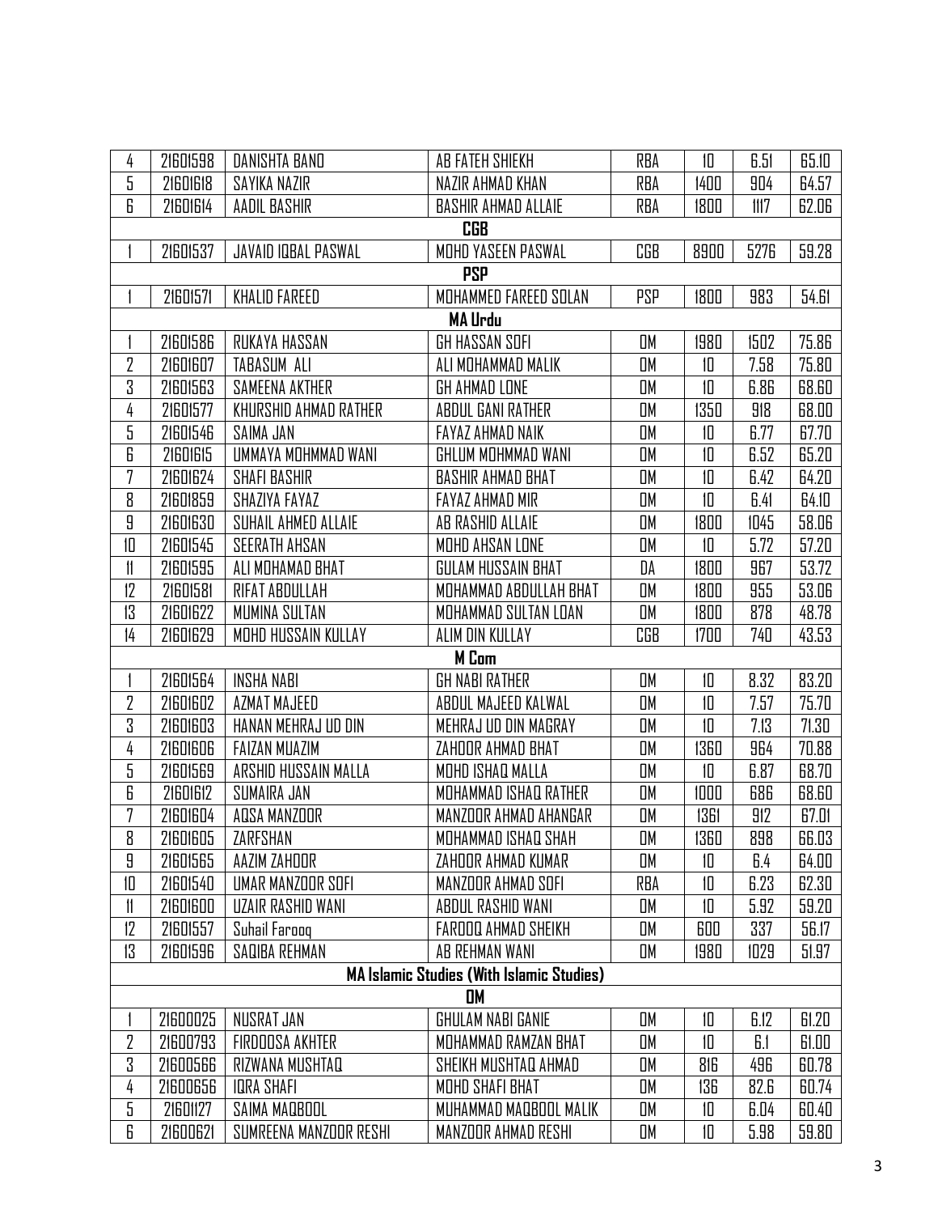| | | | | | | | |
|---|---|---|---|---|---|---|---|
| 4 | 21601598 | DANISHTA BANO | AB FATEH SHIEKH | RBA | 10 | 6.51 | 65.10 |
| 5 | 21601618 | SAYIKA NAZIR | NAZIR AHMAD KHAN | RBA | 1400 | 904 | 64.57 |
| 6 | 21601614 | AADIL BASHIR | BASHIR AHMAD ALLAIE | RBA | 1800 | 1117 | 62.06 |
| **CGB** | | | | | | | |
| 1 | 21601537 | JAVAID IQBAL PASWAL | MOHD YASEEN PASWAL | CGB | 8900 | 5276 | 59.28 |
| **PSP** | | | | | | | |
| 1 | 21601571 | KHALID FAREED | MOHAMMED FAREED SOLAN | PSP | 1800 | 983 | 54.61 |
| **MA Urdu** | | | | | | | |
| 1 | 21601586 | RUKAYA HASSAN | GH HASSAN SOFI | OM | 1980 | 1502 | 75.86 |
| 2 | 21601607 | TABASUM ALI | ALI MOHAMMAD MALIK | OM | 10 | 7.58 | 75.80 |
| 3 | 21601563 | SAMEENA AKTHER | GH AHMAD LONE | OM | 10 | 6.86 | 68.60 |
| 4 | 21601577 | KHURSHID AHMAD RATHER | ABDUL GANI RATHER | OM | 1350 | 918 | 68.00 |
| 5 | 21601546 | SAIMA JAN | FAYAZ AHMAD NAIK | OM | 10 | 6.77 | 67.70 |
| 6 | 21601615 | UMMAYA MOHMMAD WANI | GHLUM MOHMMAD WANI | OM | 10 | 6.52 | 65.20 |
| 7 | 21601624 | SHAFI BASHIR | BASHIR AHMAD BHAT | OM | 10 | 6.42 | 64.20 |
| 8 | 21601859 | SHAZIYA FAYAZ | FAYAZ AHMAD MIR | OM | 10 | 6.41 | 64.10 |
| 9 | 21601630 | SUHAIL AHMED ALLAIE | AB RASHID ALLAIE | OM | 1800 | 1045 | 58.06 |
| 10 | 21601545 | SEERATH AHSAN | MOHD AHSAN LONE | OM | 10 | 5.72 | 57.20 |
| 11 | 21601595 | ALI MOHAMAD BHAT | GULAM HUSSAIN BHAT | OA | 1800 | 967 | 53.72 |
| 12 | 21601581 | RIFAT ABDULLAH | MOHAMMAD ABDULLAH BHAT | OM | 1800 | 955 | 53.06 |
| 13 | 21601622 | MUMINA SULTAN | MOHAMMAD SULTAN LOAN | OM | 1800 | 878 | 48.78 |
| 14 | 21601629 | MOHD HUSSAIN KULLAY | ALIM DIN KULLAY | CGB | 1700 | 740 | 43.53 |
| **M Com** | | | | | | | |
| 1 | 21601564 | INSHA NABI | GH NABI RATHER | OM | 10 | 8.32 | 83.20 |
| 2 | 21601602 | AZMAT MAJEED | ABDUL MAJEED KALWAL | OM | 10 | 7.57 | 75.70 |
| 3 | 21601603 | HANAN MEHRAJ UD DIN | MEHRAJ UD DIN MAGRAY | OM | 10 | 7.13 | 71.30 |
| 4 | 21601606 | FAIZAN MUAZIM | ZAHOOR AHMAD BHAT | OM | 1360 | 964 | 70.88 |
| 5 | 21601569 | ARSHID HUSSAIN MALLA | MOHD ISHAQ MALLA | OM | 10 | 6.87 | 68.70 |
| 6 | 21601612 | SUMAIRA JAN | MOHAMMAD ISHAQ RATHER | OM | 1000 | 686 | 68.60 |
| 7 | 21601604 | AQSA MANZOOR | MANZOOR AHMAD AHANGAR | OM | 1361 | 912 | 67.01 |
| 8 | 21601605 | ZARFSHAN | MOHAMMAD ISHAQ SHAH | OM | 1360 | 898 | 66.03 |
| 9 | 21601565 | AAZIM ZAHOOR | ZAHOOR AHMAD KUMAR | OM | 10 | 6.4 | 64.00 |
| 10 | 21601540 | UMAR MANZOOR SOFI | MANZOOR AHMAD SOFI | RBA | 10 | 6.23 | 62.30 |
| 11 | 21601600 | UZAIR RASHID WANI | ABDUL RASHID WANI | OM | 10 | 5.92 | 59.20 |
| 12 | 21601557 | Suhail Farooq | FAROOQ AHMAD SHEIKH | OM | 600 | 337 | 56.17 |
| 13 | 21601596 | SAQIBA REHMAN | AB REHMAN WANI | OM | 1980 | 1029 | 51.97 |
| **MA Islamic Studies (With Islamic Studies)** | | | | | | | |
| **OM** | | | | | | | |
| 1 | 21600025 | NUSRAT JAN | GHULAM NABI GANIE | OM | 10 | 6.12 | 61.20 |
| 2 | 21600793 | FIRDOOSA AKHTER | MOHAMMAD RAMZAN BHAT | OM | 10 | 6.1 | 61.00 |
| 3 | 21600566 | RIZWANA MUSHTAQ | SHEIKH MUSHTAQ AHMAD | OM | 816 | 496 | 60.78 |
| 4 | 21600656 | IQRA SHAFI | MOHD SHAFI BHAT | OM | 136 | 82.6 | 60.74 |
| 5 | 21601127 | SAIMA MAQBOOL | MUHAMMAD MAQBOOL MALIK | OM | 10 | 6.04 | 60.40 |
| 6 | 21600621 | SUMREENA MANZOOR RESHI | MANZOOR AHMAD RESHI | OM | 10 | 5.98 | 59.80 |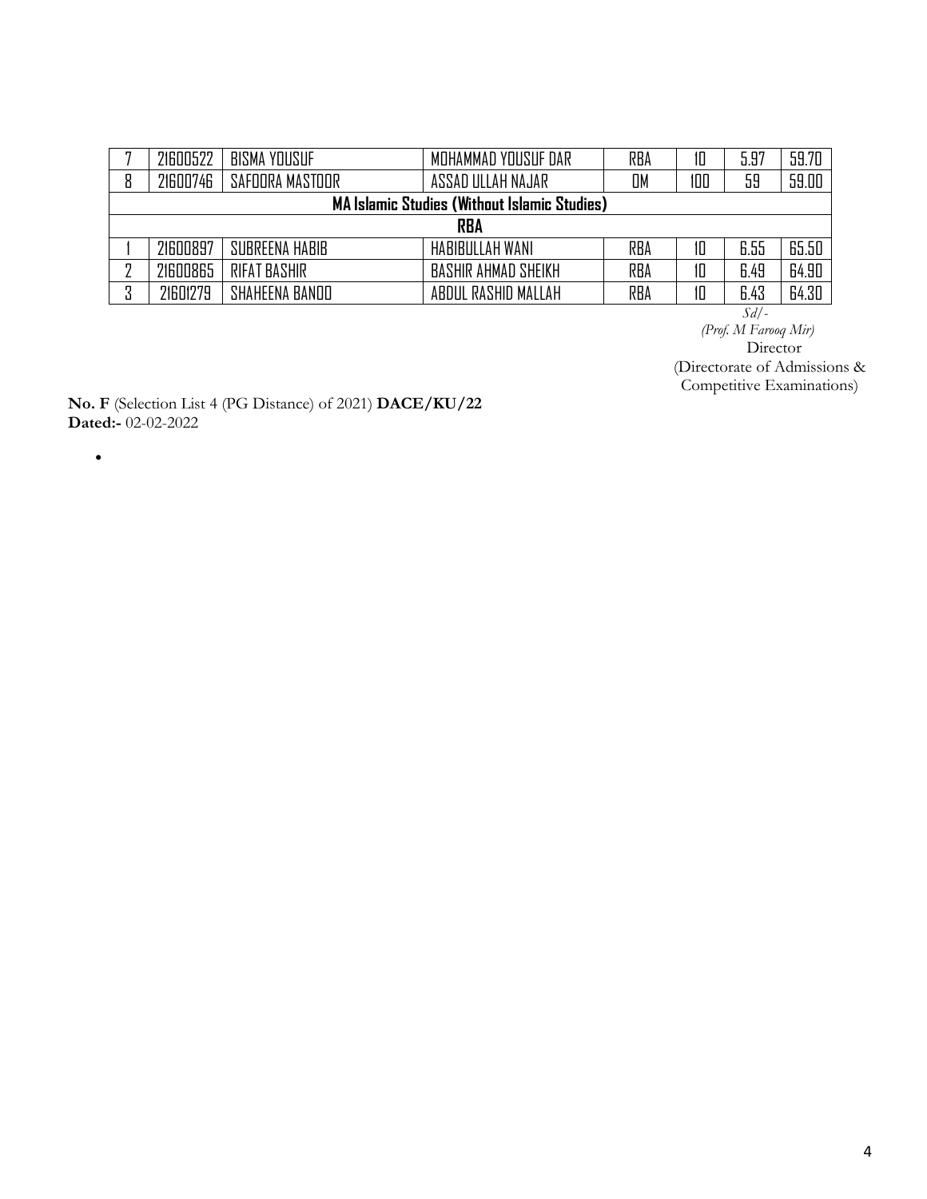| | | | | | | | |
|---|---|---|---|---|---|---|---|
| 7 | 21600522 | BISMA YOUSUF | MOHAMMAD YOUSUF DAR | RBA | 10 | 5.97 | 59.70 |
| 8 | 21600746 | SAFOORA MASTOOR | ASSAD ULLAH NAJAR | OM | 100 | 59 | 59.00 |
| **MA Islamic Studies (Without Islamic Studies)** | | | | | | | |
| **RBA** | | | | | | | |
| 1 | 21600897 | SUBREENA HABIB | HABIBULLAH WANI | RBA | 10 | 6.55 | 65.50 |
| 2 | 21600865 | RIFAT BASHIR | BASHIR AHMAD SHEIKH | RBA | 10 | 6.49 | 64.90 |
| 3 | 21601279 | SHAHEENA BANOO | ABDUL RASHID MALLAH | RBA | 10 | 6.43 | 64.30 |

*Sd/-*
*(Prof. M Farooq Mir)*
Director
(Directorate of Admissions & Competitive Examinations)

**No. F** (Selection List 4 (PG Distance) of 2021) **DACE/KU/22**
**Dated:-** 02-02-2022